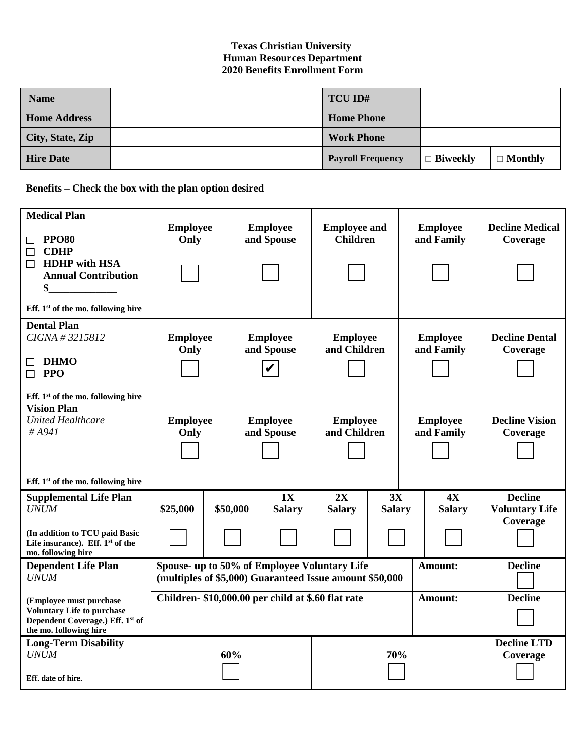**Texas Christian University**
**Human Resources Department**
**2020 Benefits Enrollment Form**

| **Name** | | **TCU ID#** | | |
|---|---|---|---|---|
| **Home Address** | | **Home Phone** | | |
| **City, State, Zip** | | **Work Phone** | | |
| **Hire Date** | | **Payroll Frequency** | ☐ **Biweekly** | ☐ **Monthly** |

**Benefits – Check the box with the plan option desired**

| **Medical Plan**<br>☐ **PPO80**<br>☐ **CDHP**<br>☐ **HDHP with HSA Annual Contribution $_____________**<br>**Eff. 1st of the mo. following hire** | **Employee Only**<br>☐ | **Employee and Spouse**<br>☐ | **Employee and Children**<br>☐ | **Employee and Family**<br>☐ | **Decline Medical Coverage**<br>☐ |
|---|---|---|---|---|---|
| **Dental Plan**<br>*CIGNA # 3215812*<br>☐ **DHMO**<br>☐ **PPO**<br>**Eff. 1st of the mo. following hire** | **Employee Only**<br>☐ | **Employee and Spouse**<br>☑ | **Employee and Children**<br>☐ | **Employee and Family**<br>☐ | **Decline Dental Coverage**<br>☐ |
| **Vision Plan**<br>*United Healthcare # A941*<br>**Eff. 1st of the mo. following hire** | **Employee Only**<br>☐ | **Employee and Spouse**<br>☐ | **Employee and Children**<br>☐ | **Employee and Family**<br>☐ | **Decline Vision Coverage**<br>☐ |

| **Supplemental Life Plan**<br>*UNUM*<br>**(In addition to TCU paid Basic Life insurance). Eff. 1st of the mo. following hire** | **$25,000**<br>☐ | **$50,000**<br>☐ | **1X Salary**<br>☐ | **2X Salary**<br>☐ | **3X Salary**<br>☐ | **4X Salary**<br>☐ | **Decline Voluntary Life Coverage**<br>☐ |
|---|---|---|---|---|---|---|---|

| **Dependent Life Plan**<br>*UNUM*<br>**(Employee must purchase Voluntary Life to purchase Dependent Coverage.) Eff. 1st of the mo. following hire** | **Spouse- up to 50% of Employee Voluntary Life (multiples of $5,000) Guaranteed Issue amount $50,000** | **Amount:** | **Decline**<br>☐ |
|---|---|---|---|
| | **Children- $10,000.00 per child at $.60 flat rate** | **Amount:** | **Decline**<br>☐ |

| **Long-Term Disability**<br>*UNUM*<br>Eff. date of hire. | **60%**<br>☐ | **70%**<br>☐ | **Decline LTD Coverage**<br>☐ |
|---|---|---|---|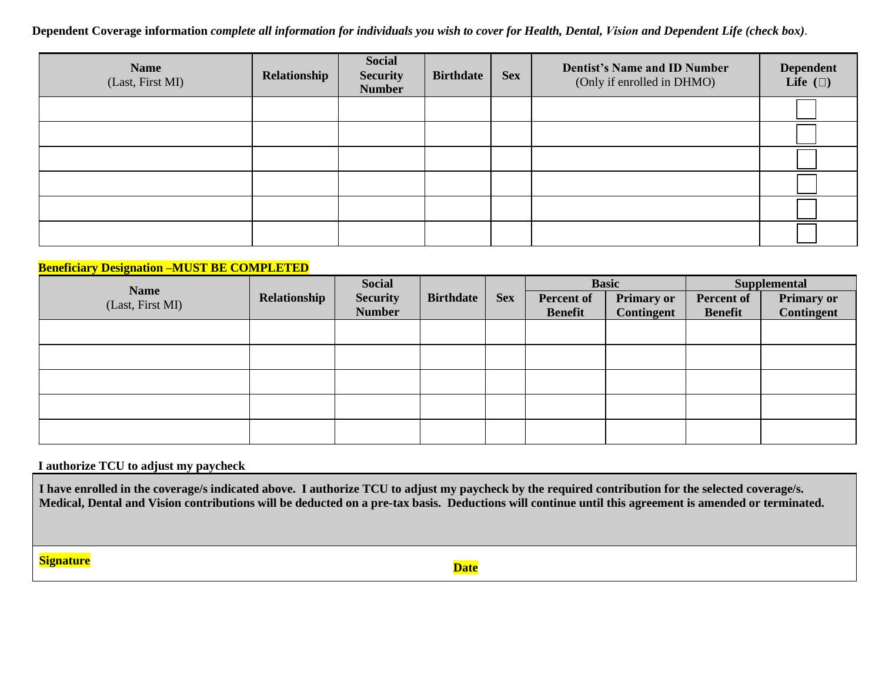**Dependent Coverage information** ***complete all information for individuals you wish to cover for Health, Dental, Vision and Dependent Life (check box)***.

| **Name** (Last, First MI) | **Relationship** | **Social Security Number** | **Birthdate** | **Sex** | **Dentist's Name and ID Number** (Only if enrolled in DHMO) | **Dependent Life (☐)** |
|---|---|---|---|---|---|---|
| | | | | | | ☐ |
| | | | | | | ☐ |
| | | | | | | ☐ |
| | | | | | | ☐ |
| | | | | | | ☐ |
| | | | | | | ☐ |

**Beneficiary Designation –MUST BE COMPLETED**

| **Name** (Last, First MI) | **Relationship** | **Social Security Number** | **Birthdate** | **Sex** | **Basic** | | **Supplemental** | |
|---|---|---|---|---|---|---|---|---|
| | | | | | **Percent of Benefit** | **Primary or Contingent** | **Percent of Benefit** | **Primary or Contingent** |
| | | | | | | | | |
| | | | | | | | | |
| | | | | | | | | |
| | | | | | | | | |
| | | | | | | | | |

**I authorize TCU to adjust my paycheck**

**I have enrolled in the coverage/s indicated above. I authorize TCU to adjust my paycheck by the required contribution for the selected coverage/s. Medical, Dental and Vision contributions will be deducted on a pre-tax basis. Deductions will continue until this agreement is amended or terminated.**

**Signature** **Date**